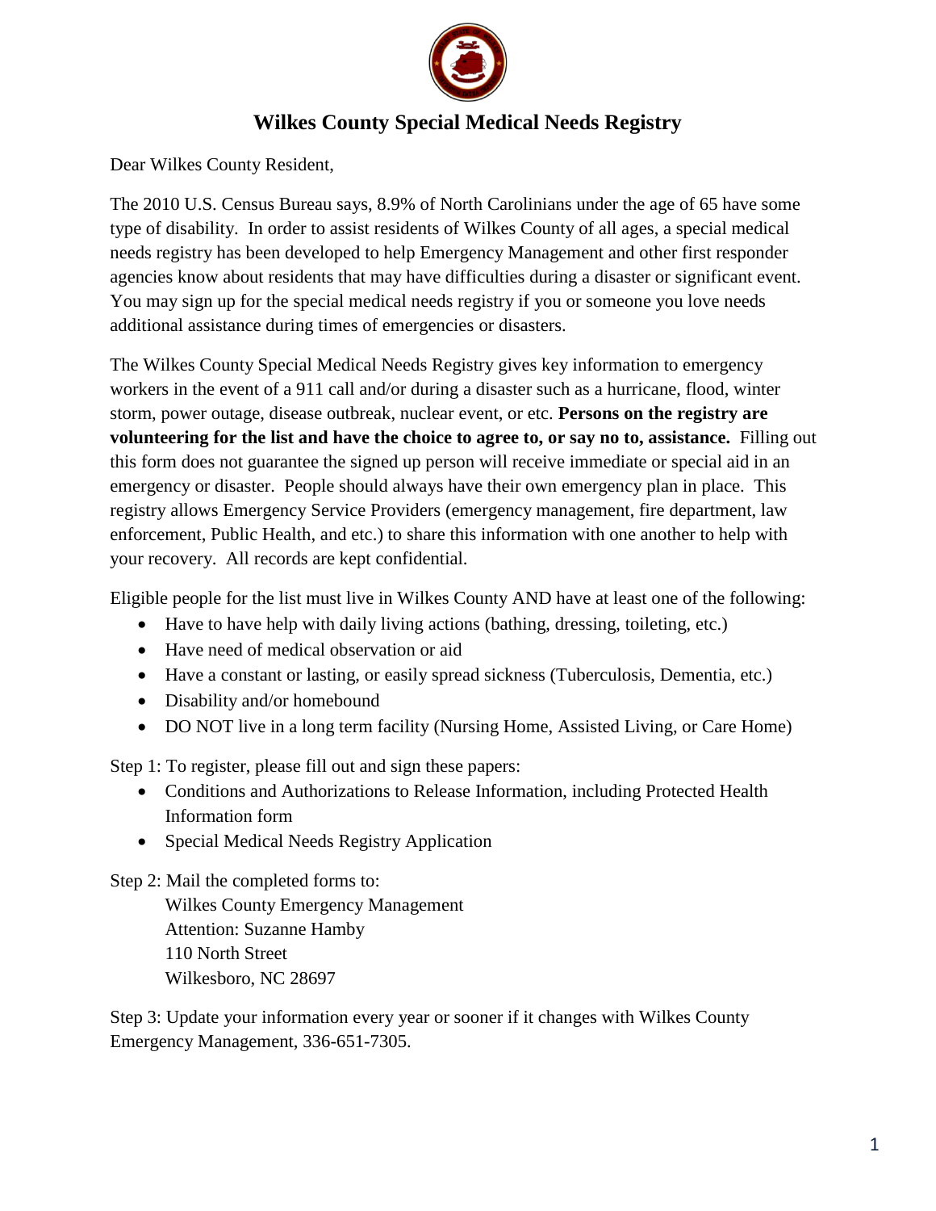# Wilkes County Special Medical Needs Registry

Dear Wilkes County Resident,

The 2010 U.S. Census Bureau says, 8.9% of North Carolinians under the age of 65 have some type of disability. In order to assist residents of Wilkes County of all ages, a special medical needs registry has been developed to help Emergency Management and other first responder agencies know about residents that may have difficulties during a disaster or significant event. You may sign up for the special medical needs registry if you or someone you love needs additional assistance during times of emergencies or disasters.

The Wilkes County Special Medical Needs Registry gives key information to emergency workers in the event of a 911 call and/or during a disaster such as a hurricane, flood, winter storm, power outage, disease outbreak, nuclear event, or etc. **Persons on the registry are volunteering for the list and have the choice to agree to, or say no to, assistance.** Filling out this form does not guarantee the signed up person will receive immediate or special aid in an emergency or disaster. People should always have their own emergency plan in place. This registry allows Emergency Service Providers (emergency management, fire department, law enforcement, Public Health, and etc.) to share this information with one another to help with your recovery. All records are kept confidential.

Eligible people for the list must live in Wilkes County AND have at least one of the following:

- Have to have help with daily living actions (bathing, dressing, toileting, etc.)
- Have need of medical observation or aid
- Have a constant or lasting, or easily spread sickness (Tuberculosis, Dementia, etc.)
- Disability and/or homebound
- DO NOT live in a long term facility (Nursing Home, Assisted Living, or Care Home)

Step 1: To register, please fill out and sign these papers:

- Conditions and Authorizations to Release Information, including Protected Health Information form
- Special Medical Needs Registry Application

Step 2: Mail the completed forms to:

Wilkes County Emergency Management
Attention: Suzanne Hamby
110 North Street
Wilkesboro, NC 28697

Step 3: Update your information every year or sooner if it changes with Wilkes County Emergency Management, 336-651-7305.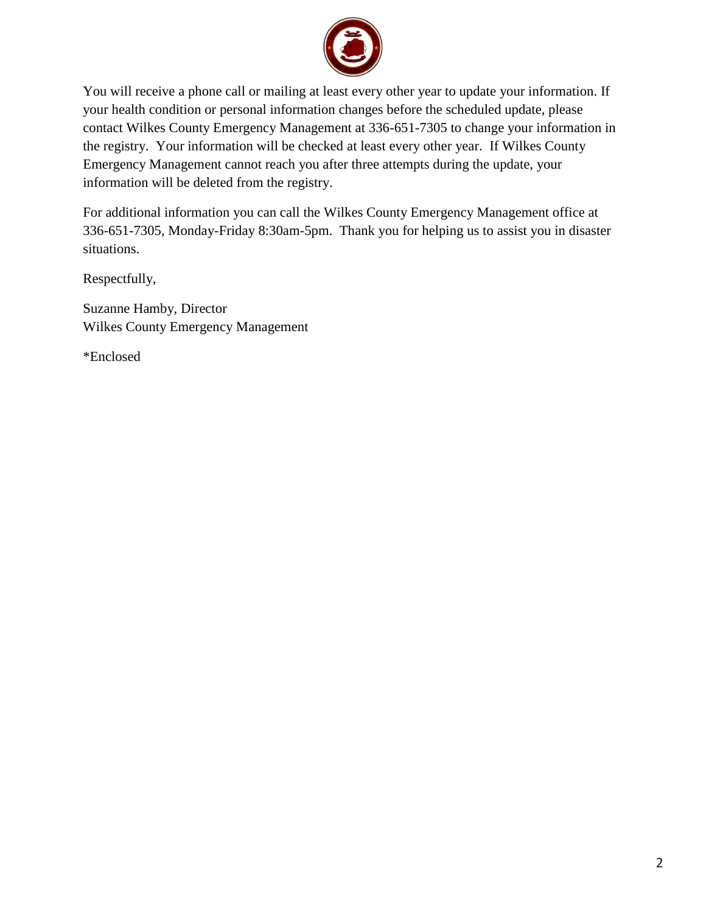You will receive a phone call or mailing at least every other year to update your information. If your health condition or personal information changes before the scheduled update, please contact Wilkes County Emergency Management at 336-651-7305 to change your information in the registry. Your information will be checked at least every other year. If Wilkes County Emergency Management cannot reach you after three attempts during the update, your information will be deleted from the registry.

For additional information you can call the Wilkes County Emergency Management office at 336-651-7305, Monday-Friday 8:30am-5pm. Thank you for helping us to assist you in disaster situations.

Respectfully,

Suzanne Hamby, Director
Wilkes County Emergency Management

*Enclosed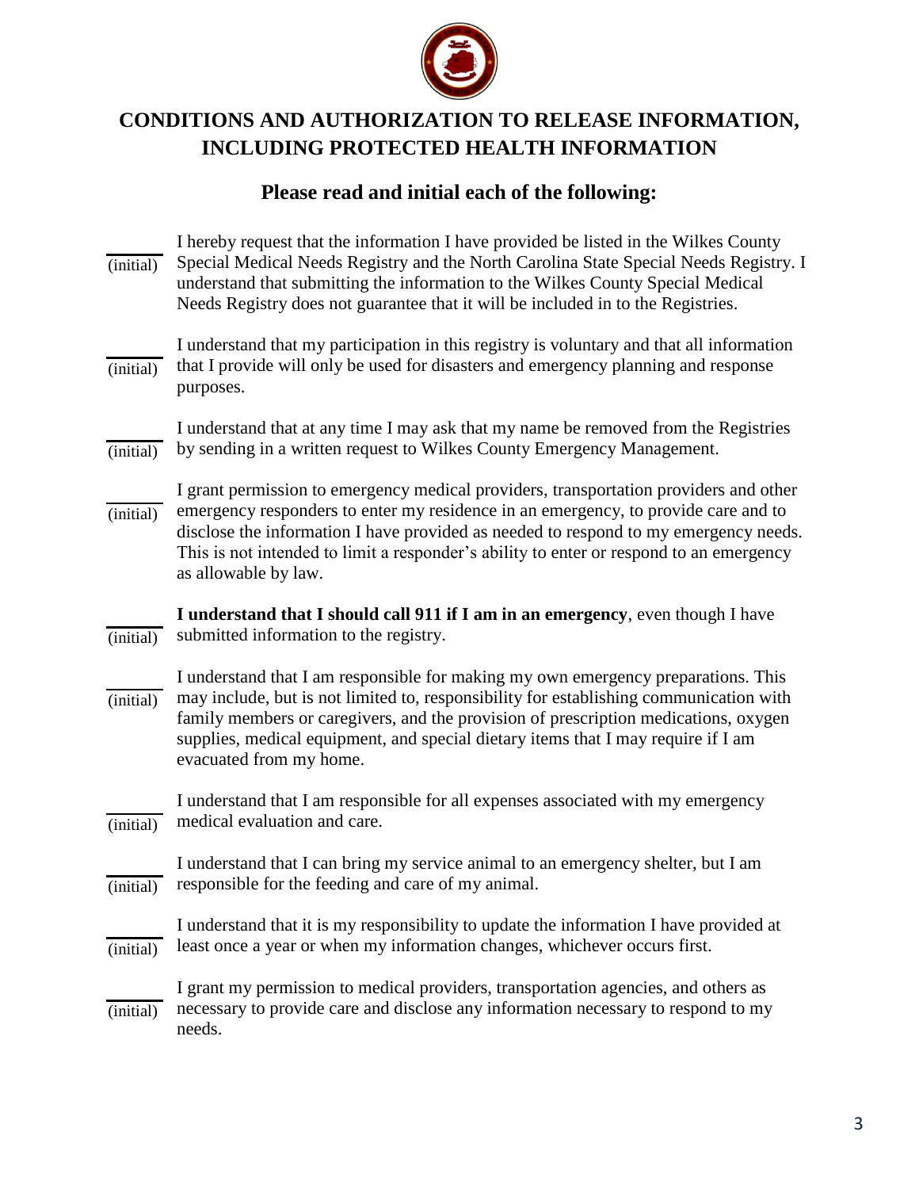# CONDITIONS AND AUTHORIZATION TO RELEASE INFORMATION, INCLUDING PROTECTED HEALTH INFORMATION

## Please read and initial each of the following:

______ (initial) I hereby request that the information I have provided be listed in the Wilkes County Special Medical Needs Registry and the North Carolina State Special Needs Registry. I understand that submitting the information to the Wilkes County Special Medical Needs Registry does not guarantee that it will be included in to the Registries.

______ (initial) I understand that my participation in this registry is voluntary and that all information that I provide will only be used for disasters and emergency planning and response purposes.

______ (initial) I understand that at any time I may ask that my name be removed from the Registries by sending in a written request to Wilkes County Emergency Management.

______ (initial) I grant permission to emergency medical providers, transportation providers and other emergency responders to enter my residence in an emergency, to provide care and to disclose the information I have provided as needed to respond to my emergency needs. This is not intended to limit a responder's ability to enter or respond to an emergency as allowable by law.

______ (initial) **I understand that I should call 911 if I am in an emergency**, even though I have submitted information to the registry.

______ (initial) I understand that I am responsible for making my own emergency preparations. This may include, but is not limited to, responsibility for establishing communication with family members or caregivers, and the provision of prescription medications, oxygen supplies, medical equipment, and special dietary items that I may require if I am evacuated from my home.

______ (initial) I understand that I am responsible for all expenses associated with my emergency medical evaluation and care.

______ (initial) I understand that I can bring my service animal to an emergency shelter, but I am responsible for the feeding and care of my animal.

______ (initial) I understand that it is my responsibility to update the information I have provided at least once a year or when my information changes, whichever occurs first.

______ (initial) I grant my permission to medical providers, transportation agencies, and others as necessary to provide care and disclose any information necessary to respond to my needs.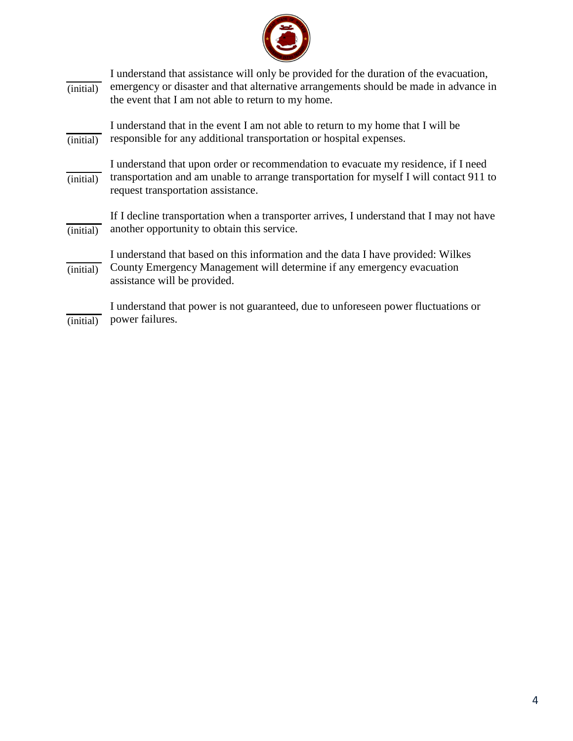_______ (initial) I understand that assistance will only be provided for the duration of the evacuation, emergency or disaster and that alternative arrangements should be made in advance in the event that I am not able to return to my home.

_______ (initial) I understand that in the event I am not able to return to my home that I will be responsible for any additional transportation or hospital expenses.

_______ (initial) I understand that upon order or recommendation to evacuate my residence, if I need transportation and am unable to arrange transportation for myself I will contact 911 to request transportation assistance.

_______ (initial) If I decline transportation when a transporter arrives, I understand that I may not have another opportunity to obtain this service.

_______ (initial) I understand that based on this information and the data I have provided: Wilkes County Emergency Management will determine if any emergency evacuation assistance will be provided.

_______ (initial) I understand that power is not guaranteed, due to unforeseen power fluctuations or power failures.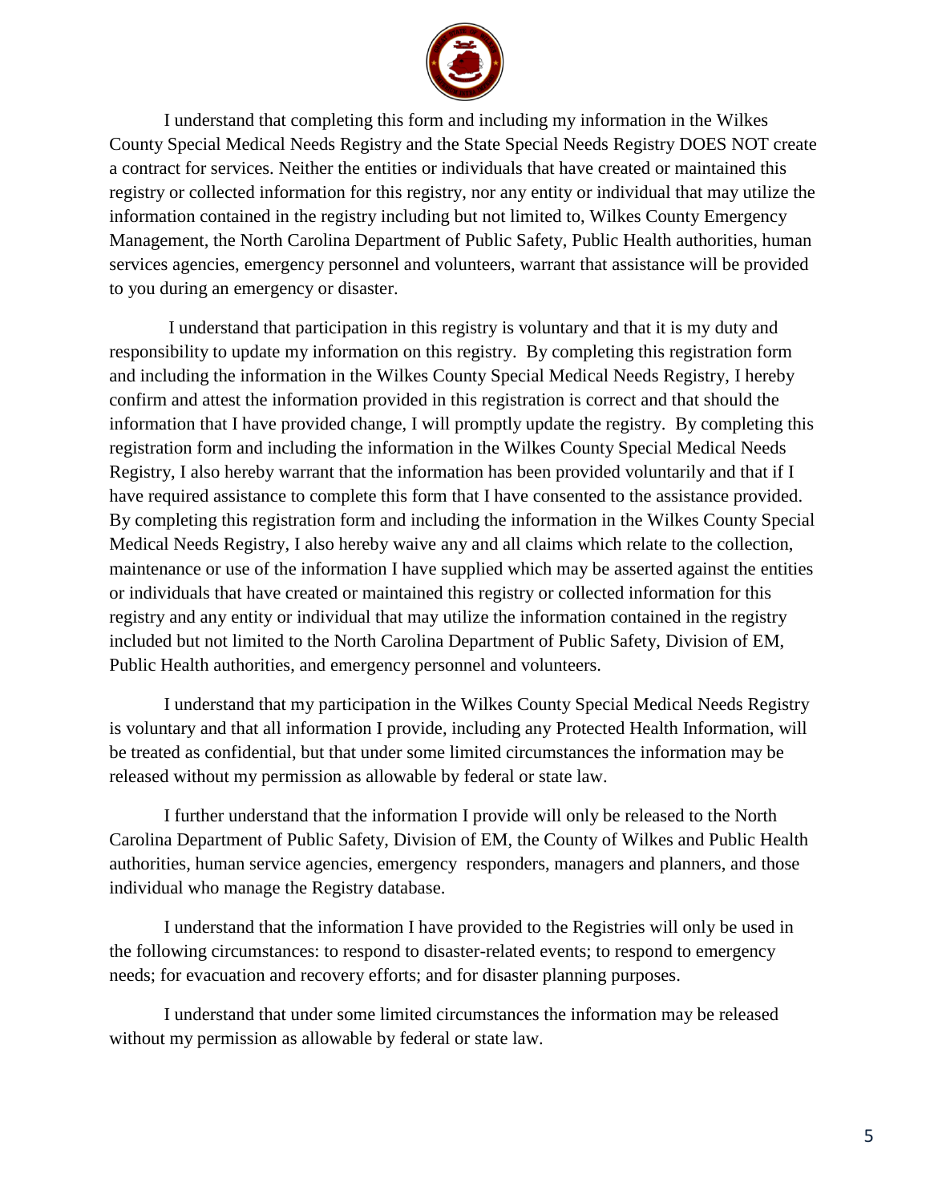I understand that completing this form and including my information in the Wilkes County Special Medical Needs Registry and the State Special Needs Registry DOES NOT create a contract for services. Neither the entities or individuals that have created or maintained this registry or collected information for this registry, nor any entity or individual that may utilize the information contained in the registry including but not limited to, Wilkes County Emergency Management, the North Carolina Department of Public Safety, Public Health authorities, human services agencies, emergency personnel and volunteers, warrant that assistance will be provided to you during an emergency or disaster.

I understand that participation in this registry is voluntary and that it is my duty and responsibility to update my information on this registry. By completing this registration form and including the information in the Wilkes County Special Medical Needs Registry, I hereby confirm and attest the information provided in this registration is correct and that should the information that I have provided change, I will promptly update the registry. By completing this registration form and including the information in the Wilkes County Special Medical Needs Registry, I also hereby warrant that the information has been provided voluntarily and that if I have required assistance to complete this form that I have consented to the assistance provided. By completing this registration form and including the information in the Wilkes County Special Medical Needs Registry, I also hereby waive any and all claims which relate to the collection, maintenance or use of the information I have supplied which may be asserted against the entities or individuals that have created or maintained this registry or collected information for this registry and any entity or individual that may utilize the information contained in the registry included but not limited to the North Carolina Department of Public Safety, Division of EM, Public Health authorities, and emergency personnel and volunteers.

I understand that my participation in the Wilkes County Special Medical Needs Registry is voluntary and that all information I provide, including any Protected Health Information, will be treated as confidential, but that under some limited circumstances the information may be released without my permission as allowable by federal or state law.

I further understand that the information I provide will only be released to the North Carolina Department of Public Safety, Division of EM, the County of Wilkes and Public Health authorities, human service agencies, emergency responders, managers and planners, and those individual who manage the Registry database.

I understand that the information I have provided to the Registries will only be used in the following circumstances: to respond to disaster-related events; to respond to emergency needs; for evacuation and recovery efforts; and for disaster planning purposes.

I understand that under some limited circumstances the information may be released without my permission as allowable by federal or state law.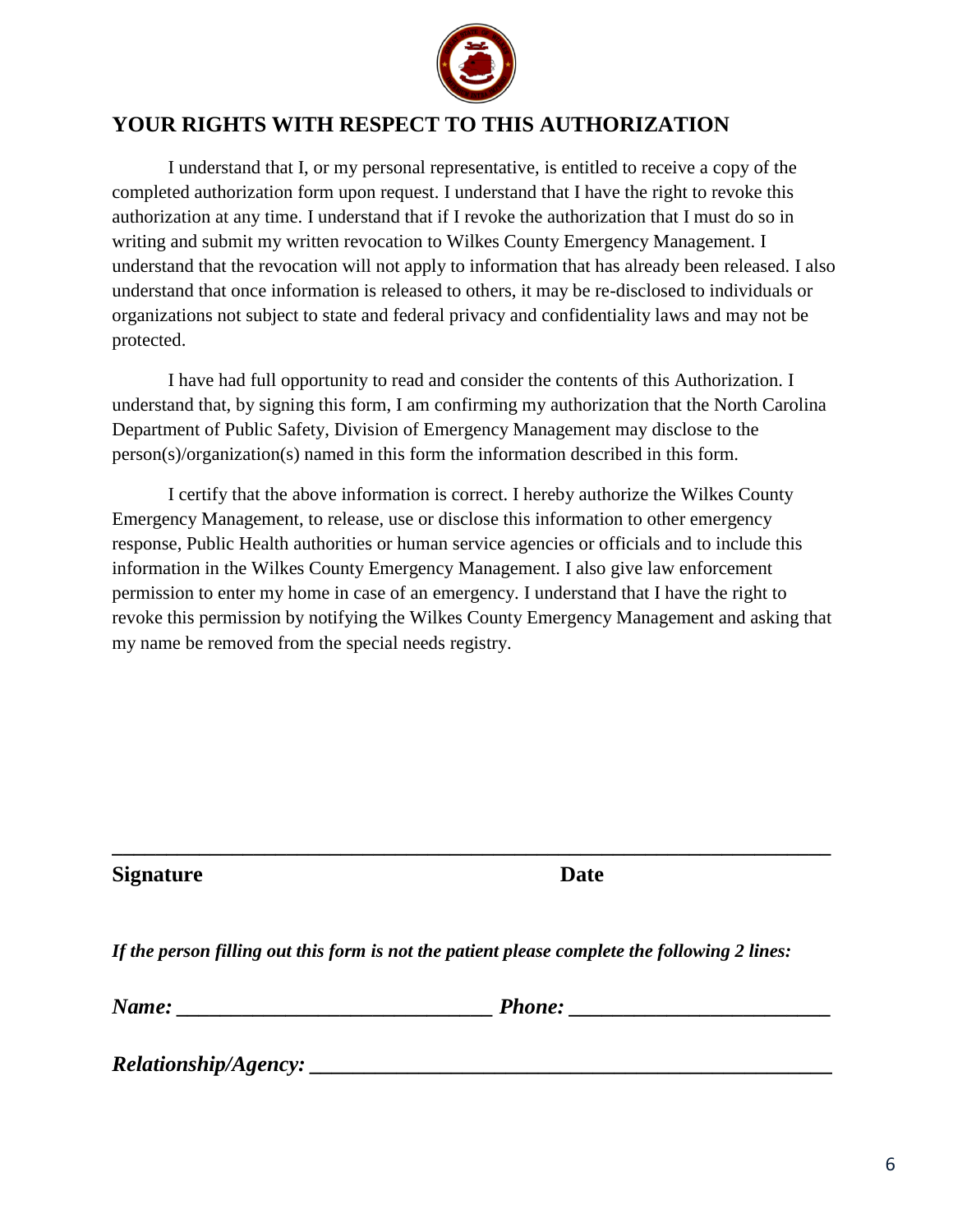## YOUR RIGHTS WITH RESPECT TO THIS AUTHORIZATION

I understand that I, or my personal representative, is entitled to receive a copy of the completed authorization form upon request. I understand that I have the right to revoke this authorization at any time. I understand that if I revoke the authorization that I must do so in writing and submit my written revocation to Wilkes County Emergency Management. I understand that the revocation will not apply to information that has already been released. I also understand that once information is released to others, it may be re-disclosed to individuals or organizations not subject to state and federal privacy and confidentiality laws and may not be protected.

I have had full opportunity to read and consider the contents of this Authorization. I understand that, by signing this form, I am confirming my authorization that the North Carolina Department of Public Safety, Division of Emergency Management may disclose to the person(s)/organization(s) named in this form the information described in this form.

I certify that the above information is correct. I hereby authorize the Wilkes County Emergency Management, to release, use or disclose this information to other emergency response, Public Health authorities or human service agencies or officials and to include this information in the Wilkes County Emergency Management. I also give law enforcement permission to enter my home in case of an emergency. I understand that I have the right to revoke this permission by notifying the Wilkes County Emergency Management and asking that my name be removed from the special needs registry.

______________________________________________________________________

**Signature** **Date**

***If the person filling out this form is not the patient please complete the following 2 lines:***

***Name:*** ______________________________ ***Phone:*** ________________________

***Relationship/Agency:*** __________________________________________________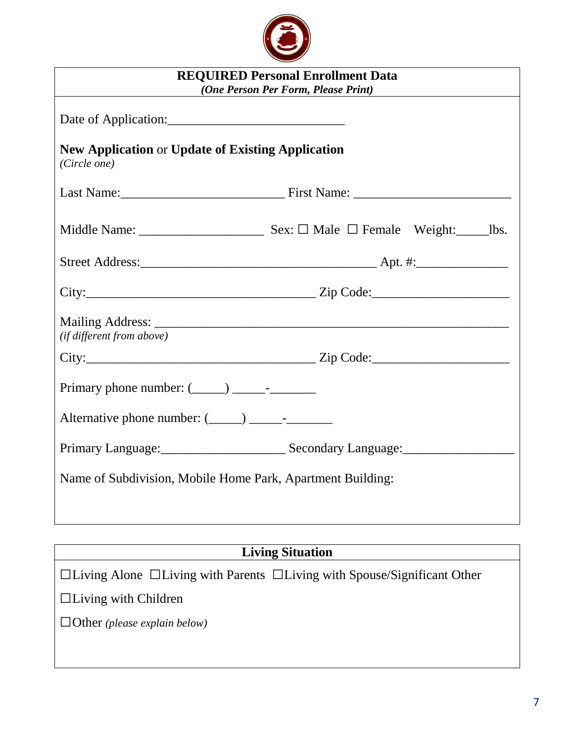## REQUIRED Personal Enrollment Data

***(One Person Per Form, Please Print)***

Date of Application:___________________________

**New Application** or **Update of Existing Application**
*(Circle one)*

Last Name:_________________________ First Name: ________________________

Middle Name: ___________________ Sex: ☐ Male ☐ Female Weight:_____lbs.

Street Address:____________________________________ Apt. #:______________

City:___________________________________ Zip Code:_____________________

Mailing Address: ______________________________________________________
*(if different from above)*

City:___________________________________ Zip Code:_____________________

Primary phone number: (_____) _____-_______

Alternative phone number: (_____) _____-_______

Primary Language:___________________ Secondary Language:_________________

Name of Subdivision, Mobile Home Park, Apartment Building:

## Living Situation

☐Living Alone ☐Living with Parents ☐Living with Spouse/Significant Other

☐Living with Children

☐Other *(please explain below)*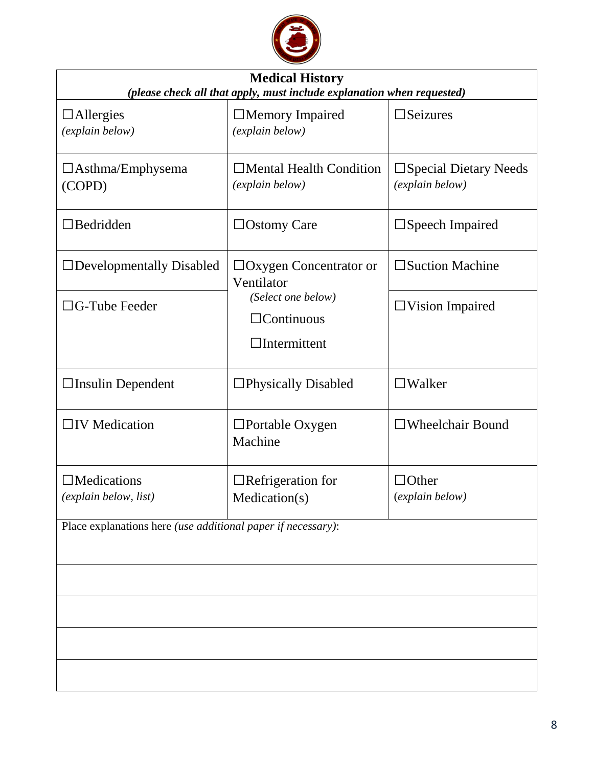## Medical History

*(please check all that apply, must include explanation when requested)*

| | | |
|---|---|---|
| ☐Allergies *(explain below)* | ☐Memory Impaired *(explain below)* | ☐Seizures |
| ☐Asthma/Emphysema (COPD) | ☐Mental Health Condition *(explain below)* | ☐Special Dietary Needs *(explain below)* |
| ☐Bedridden | ☐Ostomy Care | ☐Speech Impaired |
| ☐Developmentally Disabled | ☐Oxygen Concentrator or Ventilator *(Select one below)* ☐Continuous ☐Intermittent | ☐Suction Machine |
| ☐G-Tube Feeder | | ☐Vision Impaired |
| ☐Insulin Dependent | ☐Physically Disabled | ☐Walker |
| ☐IV Medication | ☐Portable Oxygen Machine | ☐Wheelchair Bound |
| ☐Medications *(explain below, list)* | ☐Refrigeration for Medication(s) | ☐Other *(explain below)* |

Place explanations here *(use additional paper if necessary)*: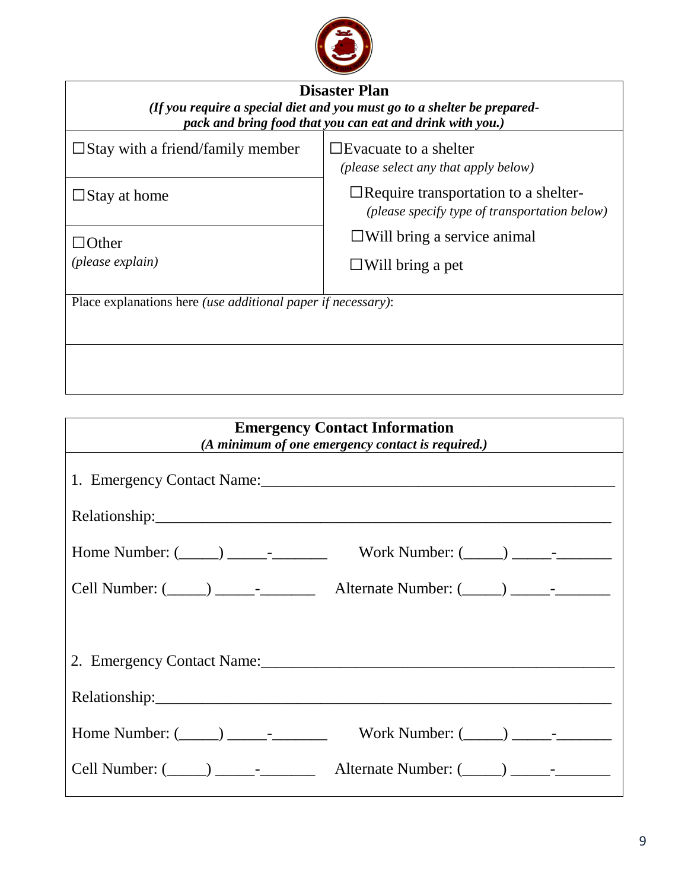## Disaster Plan

***(If you require a special diet and you must go to a shelter be prepared-pack and bring food that you can eat and drink with you.)***

| | |
|---|---|
| ☐Stay with a friend/family member | ☐Evacuate to a shelter *(please select any that apply below)* |
| ☐Stay at home | ☐Require transportation to a shelter- *(please specify type of transportation below)* |
| ☐Other *(please explain)* | ☐Will bring a service animal<br>☐Will bring a pet |

Place explanations here *(use additional paper if necessary)*:

## Emergency Contact Information

***(A minimum of one emergency contact is required.)***

1. Emergency Contact Name:_______________________________________________

Relationship:____________________________________________________________

Home Number: (_____) _____-_______ Work Number: (_____) _____-_______

Cell Number: (_____) _____-_______ Alternate Number: (_____) _____-_______

2. Emergency Contact Name:_______________________________________________

Relationship:____________________________________________________________

Home Number: (_____) _____-_______ Work Number: (_____) _____-_______

Cell Number: (_____) _____-_______ Alternate Number: (_____) _____-_______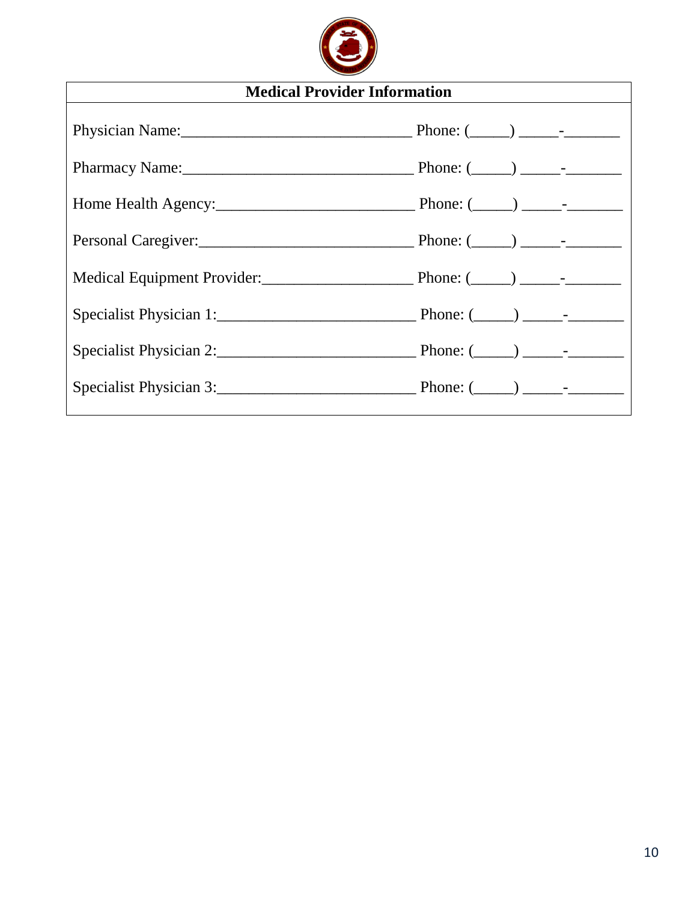## Medical Provider Information

Physician Name:______________________________ Phone: (_____) _____-_______

Pharmacy Name:______________________________ Phone: (_____) _____-_______

Home Health Agency:_________________________ Phone: (_____) _____-_______

Personal Caregiver:___________________________ Phone: (_____) _____-_______

Medical Equipment Provider:___________________ Phone: (_____) _____-_______

Specialist Physician 1:_________________________ Phone: (_____) _____-_______

Specialist Physician 2:_________________________ Phone: (_____) _____-_______

Specialist Physician 3:_________________________ Phone: (_____) _____-_______